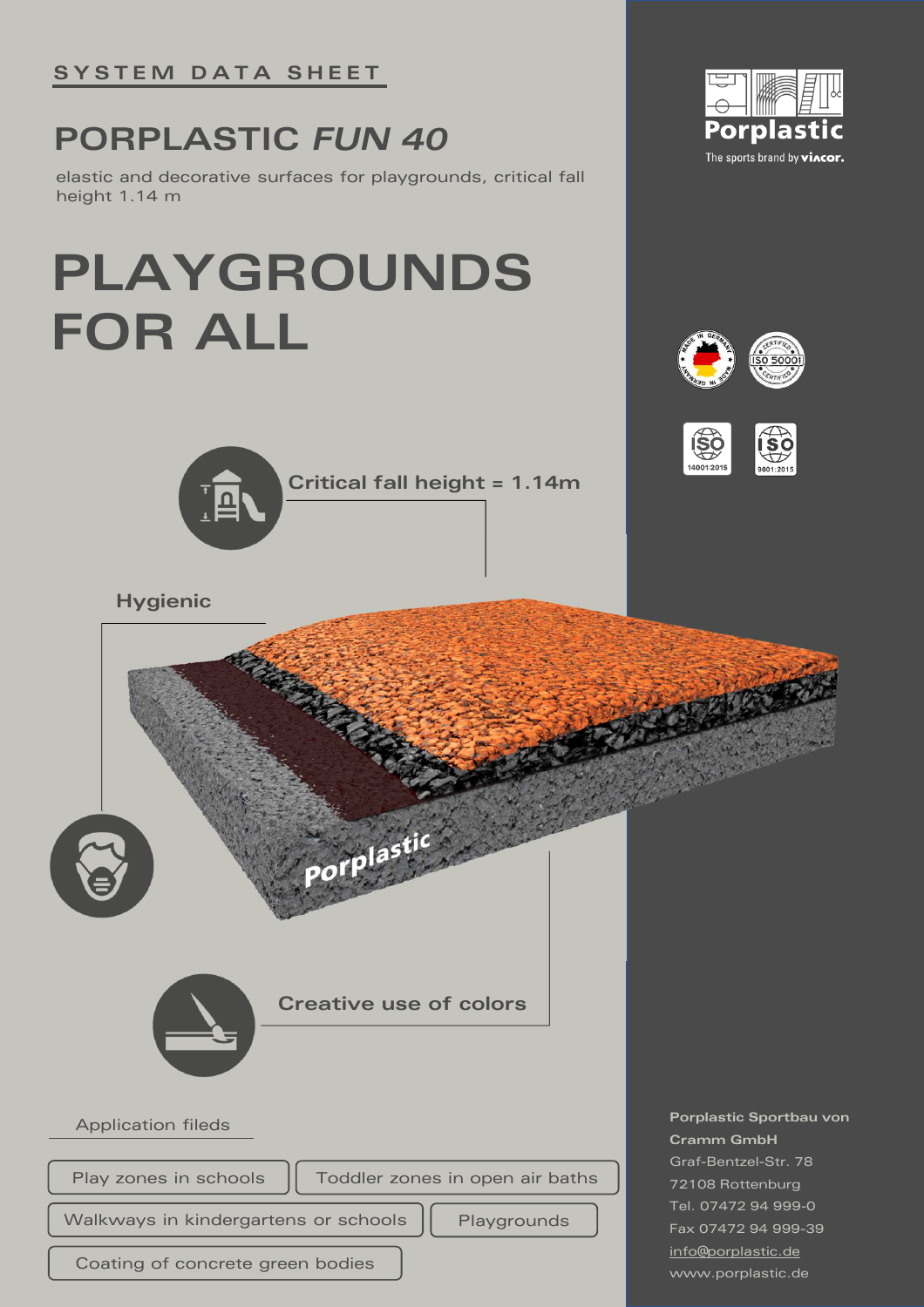SYSTEM DATA SHEET

# PORPLASTIC *FUN 40*

elastic and decorative surfaces for playgrounds, critical fall height 1.14 m

# PLAYGROUNDS FOR ALL

Critical fall height = 1.14m

Hygienic

Creative use of colors

Application fileds

- Play zones in schools
- Toddler zones in open air baths
- Walkways in kindergartens or schools
- Playgrounds
- Coating of concrete green bodies

Porplastic

The sports brand by viacor.

**Porplastic Sportbau von Cramm GmbH**
Graf-Bentzel-Str. 78
72108 Rottenburg
Tel. 07472 94 999-0
Fax 07472 94 999-39
info@porplastic.de
www.porplastic.de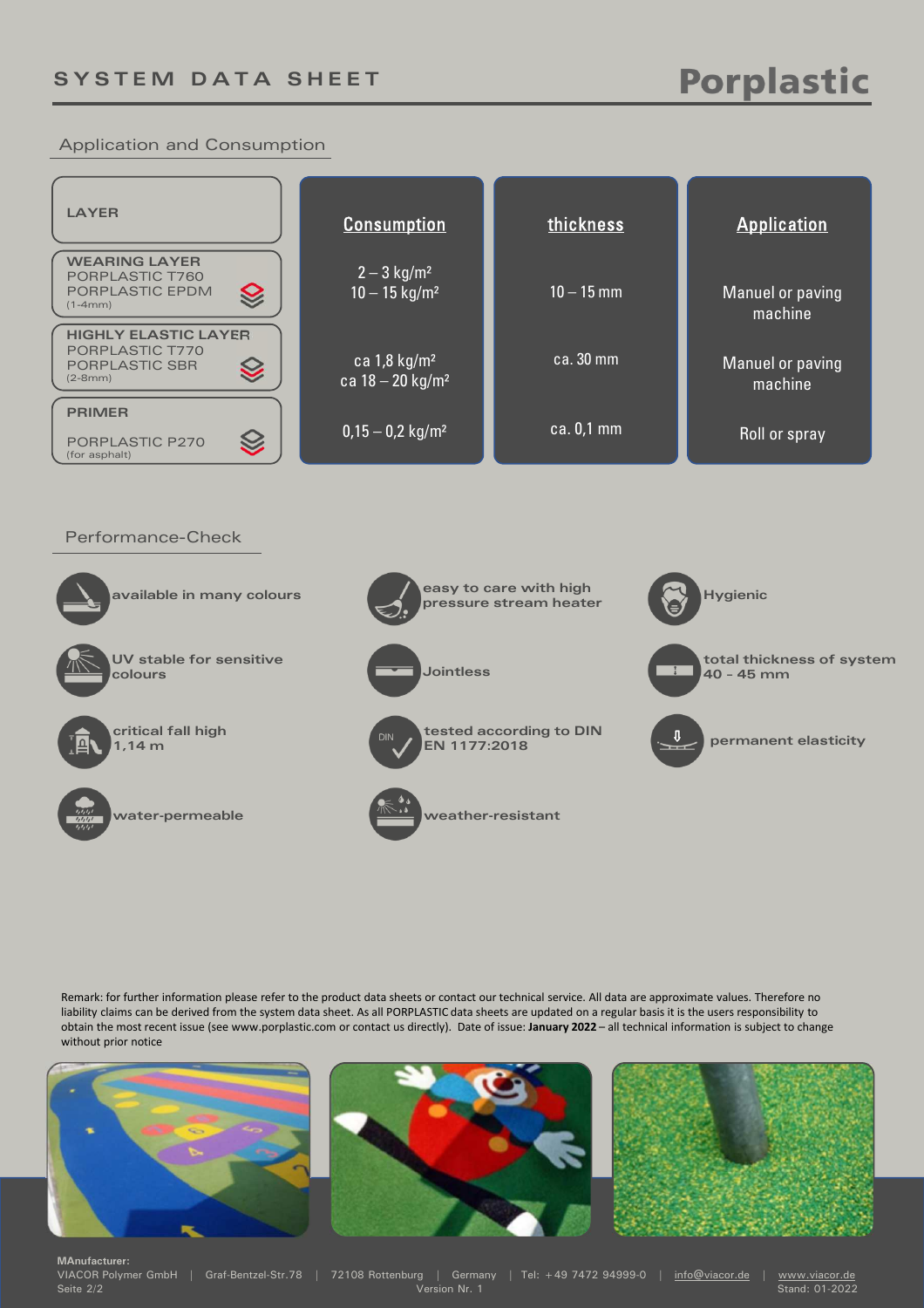# SYSTEM DATA SHEET

**Porplastic**

## Application and Consumption

| LAYER | Consumption | thickness | Application |
|---|---|---|---|
| **WEARING LAYER** PORPLASTIC T760 PORPLASTIC EPDM (1-4mm) | 2 – 3 kg/m²<br>10 – 15 kg/m² | 10 – 15 mm | Manuel or paving machine |
| **HIGHLY ELASTIC LAYER** PORPLASTIC T770 PORPLASTIC SBR (2-8mm) | ca 1,8 kg/m²<br>ca 18 – 20 kg/m² | ca. 30 mm | Manuel or paving machine |
| **PRIMER** PORPLASTIC P270 (for asphalt) | 0,15 – 0,2 kg/m² | ca. 0,1 mm | Roll or spray |

## Performance-Check

- available in many colours
- easy to care with high pressure stream heater
- Hygienic
- UV stable for sensitive colours
- Jointless
- total thickness of system 40 - 45 mm
- critical fall high 1,14 m
- tested according to DIN EN 1177:2018
- permanent elasticity
- water-permeable
- weather-resistant

Remark: for further information please refer to the product data sheets or contact our technical service. All data are approximate values. Therefore no liability claims can be derived from the system data sheet. As all PORPLASTIC data sheets are updated on a regular basis it is the users responsibility to obtain the most recent issue (see www.porplastic.com or contact us directly). Date of issue: **January 2022** – all technical information is subject to change without prior notice

**MAnufacturer:**
VIACOR Polymer GmbH | Graf-Bentzel-Str.78 | 72108 Rottenburg | Germany | Tel: +49 7472 94999-0 | info@viacor.de | www.viacor.de
Version Nr. 1
Stand: 01-2022